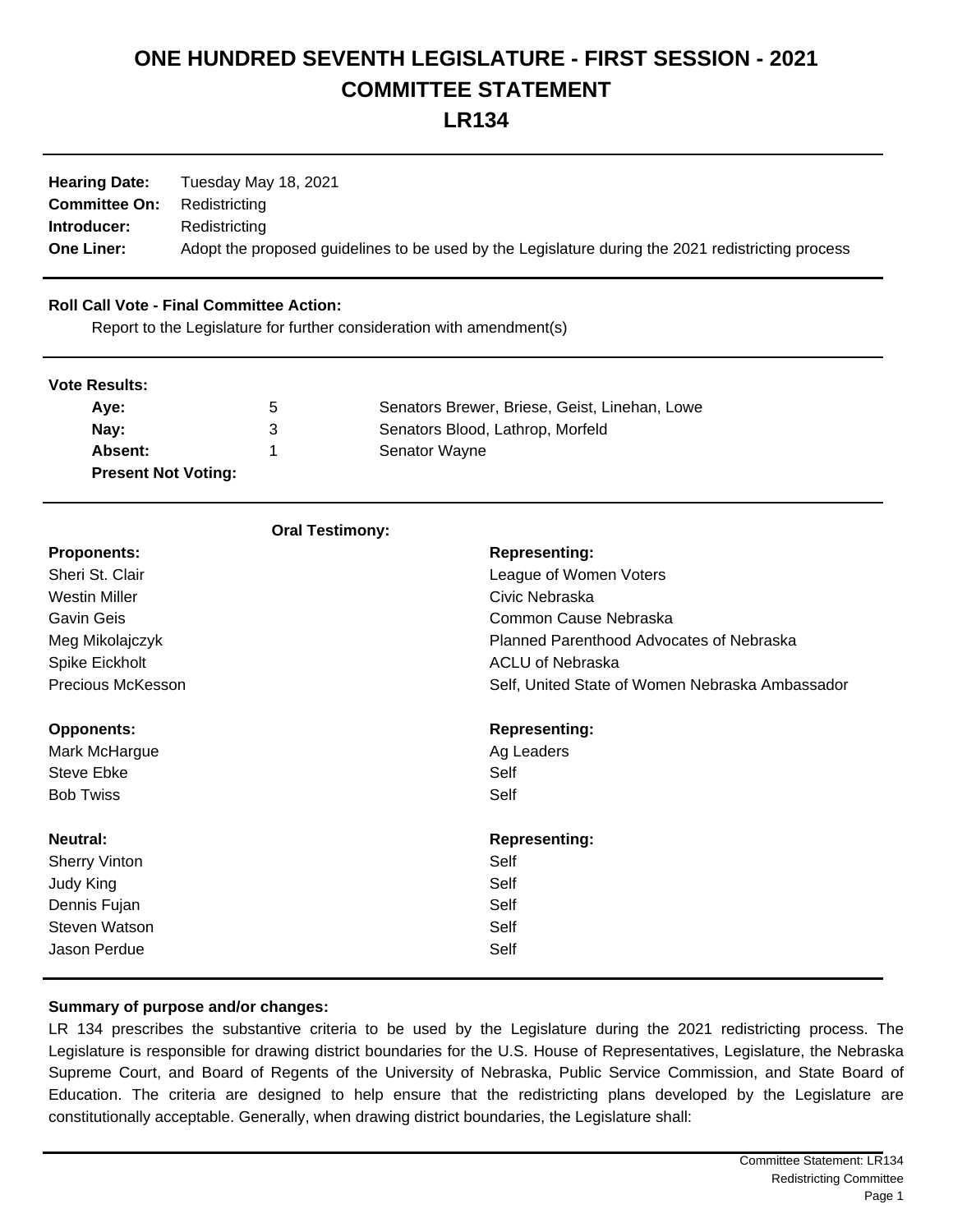# ONE HUNDRED SEVENTH LEGISLATURE - FIRST SESSION - 2021
# COMMITTEE STATEMENT
# LR134

| | |
|---|---|
| **Hearing Date:** | Tuesday May 18, 2021 |
| **Committee On:** | Redistricting |
| **Introducer:** | Redistricting |
| **One Liner:** | Adopt the proposed guidelines to be used by the Legislature during the 2021 redistricting process |

**Roll Call Vote - Final Committee Action:**

Report to the Legislature for further consideration with amendment(s)

**Vote Results:**

| | | |
|---|---|---|
| **Aye:** | 5 | Senators Brewer, Briese, Geist, Linehan, Lowe |
| **Nay:** | 3 | Senators Blood, Lathrop, Morfeld |
| **Absent:** | 1 | Senator Wayne |
| **Present Not Voting:** | | |

**Oral Testimony:**

| **Proponents:** | **Representing:** |
|---|---|
| Sheri St. Clair | League of Women Voters |
| Westin Miller | Civic Nebraska |
| Gavin Geis | Common Cause Nebraska |
| Meg Mikolajczyk | Planned Parenthood Advocates of Nebraska |
| Spike Eickholt | ACLU of Nebraska |
| Precious McKesson | Self, United State of Women Nebraska Ambassador |

| **Opponents:** | **Representing:** |
|---|---|
| Mark McHargue | Ag Leaders |
| Steve Ebke | Self |
| Bob Twiss | Self |

| **Neutral:** | **Representing:** |
|---|---|
| Sherry Vinton | Self |
| Judy King | Self |
| Dennis Fujan | Self |
| Steven Watson | Self |
| Jason Perdue | Self |

**Summary of purpose and/or changes:**

LR 134 prescribes the substantive criteria to be used by the Legislature during the 2021 redistricting process. The Legislature is responsible for drawing district boundaries for the U.S. House of Representatives, Legislature, the Nebraska Supreme Court, and Board of Regents of the University of Nebraska, Public Service Commission, and State Board of Education. The criteria are designed to help ensure that the redistricting plans developed by the Legislature are constitutionally acceptable. Generally, when drawing district boundaries, the Legislature shall: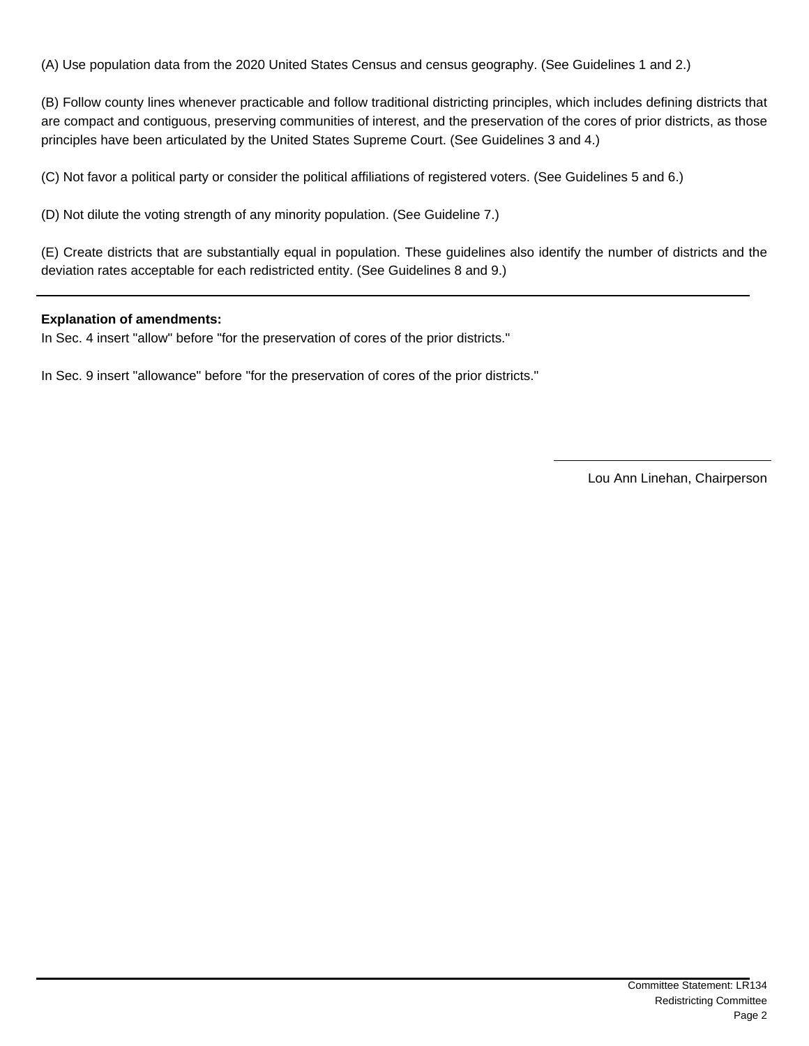(A) Use population data from the 2020 United States Census and census geography. (See Guidelines 1 and 2.)

(B) Follow county lines whenever practicable and follow traditional districting principles, which includes defining districts that are compact and contiguous, preserving communities of interest, and the preservation of the cores of prior districts, as those principles have been articulated by the United States Supreme Court. (See Guidelines 3 and 4.)

(C) Not favor a political party or consider the political affiliations of registered voters. (See Guidelines 5 and 6.)

(D) Not dilute the voting strength of any minority population. (See Guideline 7.)

(E) Create districts that are substantially equal in population. These guidelines also identify the number of districts and the deviation rates acceptable for each redistricted entity. (See Guidelines 8 and 9.)

---

**Explanation of amendments:**

In Sec. 4 insert "allow" before "for the preservation of cores of the prior districts."

In Sec. 9 insert "allowance" before "for the preservation of cores of the prior districts."

Lou Ann Linehan, Chairperson